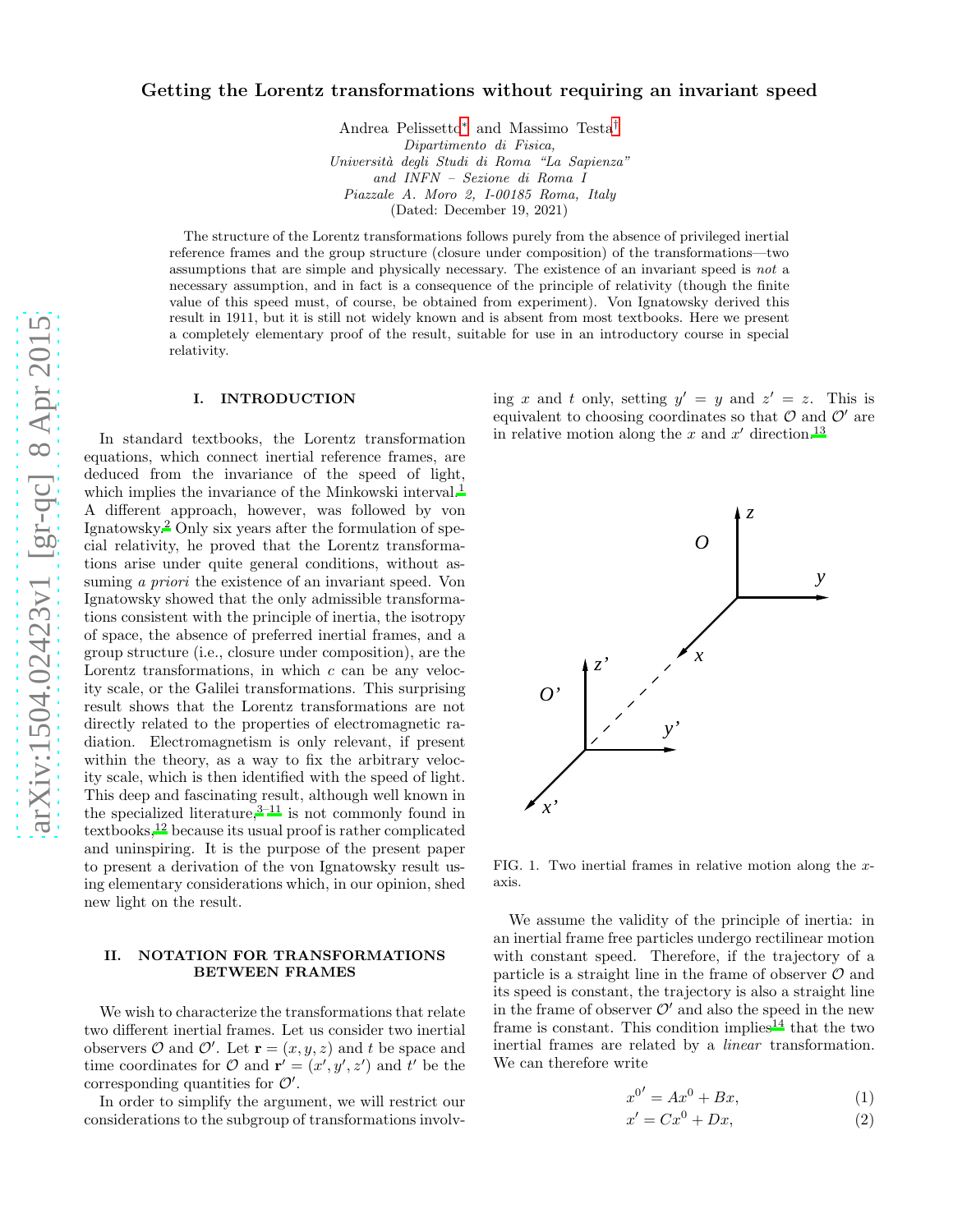# Getting the Lorentz transformations without requiring an invariant speed

Andrea Pelissetto[*] and Massimo Testa[†]

*Dipartimento di Fisica,*
*Università degli Studi di Roma "La Sapienza"*
*and INFN – Sezione di Roma I*
*Piazzale A. Moro 2, I-00185 Roma, Italy*
(Dated: December 19, 2021)

The structure of the Lorentz transformations follows purely from the absence of privileged inertial reference frames and the group structure (closure under composition) of the transformations—two assumptions that are simple and physically necessary. The existence of an invariant speed is *not* a necessary assumption, and in fact is a consequence of the principle of relativity (though the finite value of this speed must, of course, be obtained from experiment). Von Ignatowsky derived this result in 1911, but it is still not widely known and is absent from most textbooks. Here we present a completely elementary proof of the result, suitable for use in an introductory course in special relativity.

## I. INTRODUCTION

In standard textbooks, the Lorentz transformation equations, which connect inertial reference frames, are deduced from the invariance of the speed of light, which implies the invariance of the Minkowski interval.[1] A different approach, however, was followed by von Ignatowsky.[2] Only six years after the formulation of special relativity, he proved that the Lorentz transformations arise under quite general conditions, without assuming *a priori* the existence of an invariant speed. Von Ignatowsky showed that the only admissible transformations consistent with the principle of inertia, the isotropy of space, the absence of preferred inertial frames, and a group structure (i.e., closure under composition), are the Lorentz transformations, in which $c$ can be any velocity scale, or the Galilei transformations. This surprising result shows that the Lorentz transformations are not directly related to the properties of electromagnetic radiation. Electromagnetism is only relevant, if present within the theory, as a way to fix the arbitrary velocity scale, which is then identified with the speed of light. This deep and fascinating result, although well known in the specialized literature,[3–11] is not commonly found in textbooks,[12] because its usual proof is rather complicated and uninspiring. It is the purpose of the present paper to present a derivation of the von Ignatowsky result using elementary considerations which, in our opinion, shed new light on the result.

## II. NOTATION FOR TRANSFORMATIONS BETWEEN FRAMES

We wish to characterize the transformations that relate two different inertial frames. Let us consider two inertial observers $\mathcal{O}$ and $\mathcal{O}'$. Let $\mathbf{r} = (x, y, z)$ and $t$ be space and time coordinates for $\mathcal{O}$ and $\mathbf{r}' = (x', y', z')$ and $t'$ be the corresponding quantities for $\mathcal{O}'$.

In order to simplify the argument, we will restrict our considerations to the subgroup of transformations involving $x$ and $t$ only, setting $y' = y$ and $z' = z$. This is equivalent to choosing coordinates so that $\mathcal{O}$ and $\mathcal{O}'$ are in relative motion along the $x$ and $x'$ direction.[13]

FIG. 1. Two inertial frames in relative motion along the $x$-axis.

We assume the validity of the principle of inertia: in an inertial frame free particles undergo rectilinear motion with constant speed. Therefore, if the trajectory of a particle is a straight line in the frame of observer $\mathcal{O}$ and its speed is constant, the trajectory is also a straight line in the frame of observer $\mathcal{O}'$ and also the speed in the new frame is constant. This condition implies[14] that the two inertial frames are related by a *linear* transformation. We can therefore write

$$x^{0\prime} = Ax^0 + Bx, \tag{1}$$

$$x' = Cx^0 + Dx, \tag{2}$$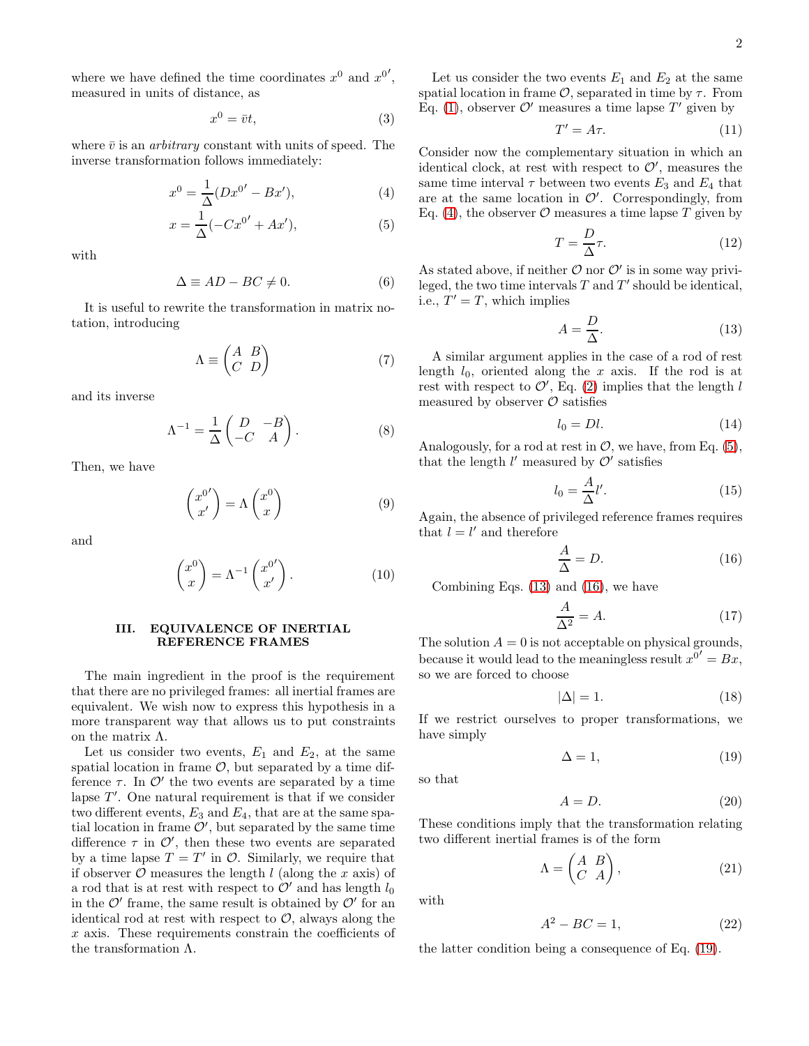where we have defined the time coordinates $x^0$ and $x^{0\prime}$, measured in units of distance, as

$$x^0 = \bar{v}t, \tag{3}$$

where $\bar{v}$ is an *arbitrary* constant with units of speed. The inverse transformation follows immediately:

$$x^0 = \frac{1}{\Delta}(Dx^{0\prime} - Bx'), \tag{4}$$

$$x = \frac{1}{\Delta}(-Cx^{0\prime} + Ax'), \tag{5}$$

with

$$\Delta \equiv AD - BC \neq 0. \tag{6}$$

It is useful to rewrite the transformation in matrix notation, introducing

$$\Lambda \equiv \begin{pmatrix} A & B \\ C & D \end{pmatrix} \tag{7}$$

and its inverse

$$\Lambda^{-1} = \frac{1}{\Delta}\begin{pmatrix} D & -B \\ -C & A \end{pmatrix}. \tag{8}$$

Then, we have

$$\begin{pmatrix} x^{0\prime} \\ x' \end{pmatrix} = \Lambda \begin{pmatrix} x^0 \\ x \end{pmatrix} \tag{9}$$

and

$$\begin{pmatrix} x^0 \\ x \end{pmatrix} = \Lambda^{-1} \begin{pmatrix} x^{0\prime} \\ x' \end{pmatrix}. \tag{10}$$

## III. EQUIVALENCE OF INERTIAL REFERENCE FRAMES

The main ingredient in the proof is the requirement that there are no privileged frames: all inertial frames are equivalent. We wish now to express this hypothesis in a more transparent way that allows us to put constraints on the matrix $\Lambda$.

Let us consider two events, $E_1$ and $E_2$, at the same spatial location in frame $\mathcal{O}$, but separated by a time difference $\tau$. In $\mathcal{O}'$ the two events are separated by a time lapse $T'$. One natural requirement is that if we consider two different events, $E_3$ and $E_4$, that are at the same spatial location in frame $\mathcal{O}'$, but separated by the same time difference $\tau$ in $\mathcal{O}'$, then these two events are separated by a time lapse $T = T'$ in $\mathcal{O}$. Similarly, we require that if observer $\mathcal{O}$ measures the length $l$ (along the $x$ axis) of a rod that is at rest with respect to $\mathcal{O}'$ and has length $l_0$ in the $\mathcal{O}'$ frame, the same result is obtained by $\mathcal{O}'$ for an identical rod at rest with respect to $\mathcal{O}$, always along the $x$ axis. These requirements constrain the coefficients of the transformation $\Lambda$.

Let us consider the two events $E_1$ and $E_2$ at the same spatial location in frame $\mathcal{O}$, separated in time by $\tau$. From Eq. (1), observer $\mathcal{O}'$ measures a time lapse $T'$ given by

$$T' = A\tau. \tag{11}$$

Consider now the complementary situation in which an identical clock, at rest with respect to $\mathcal{O}'$, measures the same time interval $\tau$ between two events $E_3$ and $E_4$ that are at the same location in $\mathcal{O}'$. Correspondingly, from Eq. (4), the observer $\mathcal{O}$ measures a time lapse $T$ given by

$$T = \frac{D}{\Delta}\tau. \tag{12}$$

As stated above, if neither $\mathcal{O}$ nor $\mathcal{O}'$ is in some way privileged, the two time intervals $T$ and $T'$ should be identical, i.e., $T' = T$, which implies

$$A = \frac{D}{\Delta}. \tag{13}$$

A similar argument applies in the case of a rod of rest length $l_0$, oriented along the $x$ axis. If the rod is at rest with respect to $\mathcal{O}'$, Eq. (2) implies that the length $l$ measured by observer $\mathcal{O}$ satisfies

$$l_0 = Dl. \tag{14}$$

Analogously, for a rod at rest in $\mathcal{O}$, we have, from Eq. (5), that the length $l'$ measured by $\mathcal{O}'$ satisfies

$$l_0 = \frac{A}{\Delta}l'. \tag{15}$$

Again, the absence of privileged reference frames requires that $l = l'$ and therefore

$$\frac{A}{\Delta} = D. \tag{16}$$

Combining Eqs. (13) and (16), we have

$$\frac{A}{\Delta^2} = A. \tag{17}$$

The solution $A = 0$ is not acceptable on physical grounds, because it would lead to the meaningless result $x^{0\prime} = Bx$, so we are forced to choose

$$|\Delta| = 1. \tag{18}$$

If we restrict ourselves to proper transformations, we have simply

$$\Delta = 1, \tag{19}$$

so that

$$A = D. \tag{20}$$

These conditions imply that the transformation relating two different inertial frames is of the form

$$\Lambda = \begin{pmatrix} A & B \\ C & A \end{pmatrix}, \tag{21}$$

with

$$A^2 - BC = 1, \tag{22}$$

the latter condition being a consequence of Eq. (19).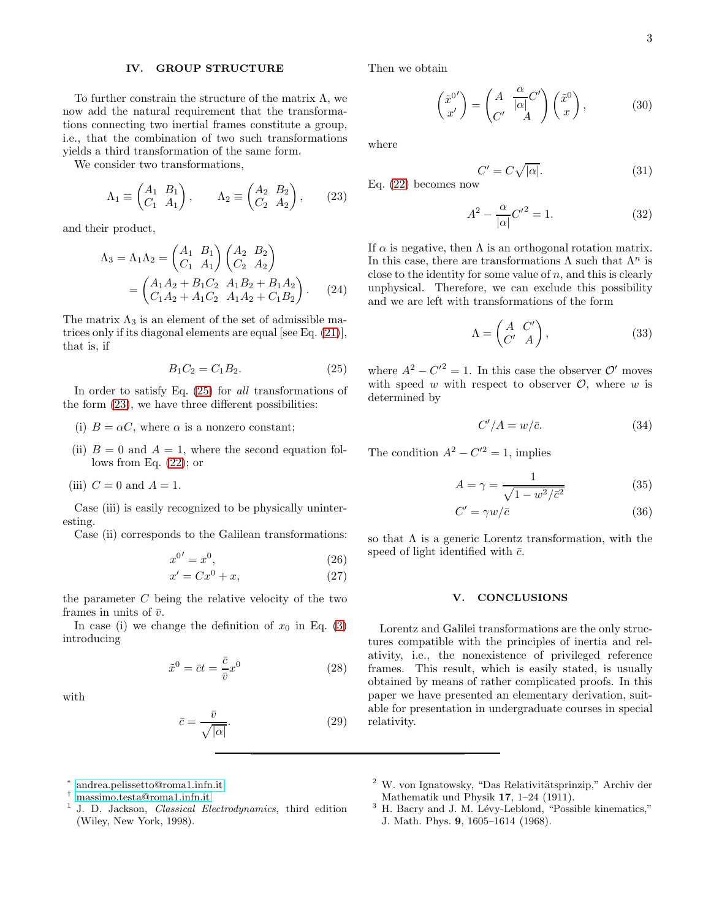## IV. GROUP STRUCTURE

To further constrain the structure of the matrix $\Lambda$, we now add the natural requirement that the transformations connecting two inertial frames constitute a group, i.e., that the combination of two such transformations yields a third transformation of the same form.

We consider two transformations,

$$\Lambda_1 \equiv \begin{pmatrix} A_1 & B_1 \\ C_1 & A_1 \end{pmatrix}, \qquad \Lambda_2 \equiv \begin{pmatrix} A_2 & B_2 \\ C_2 & A_2 \end{pmatrix}, \tag{23}$$

and their product,

$$\begin{aligned}\Lambda_3 = \Lambda_1\Lambda_2 &= \begin{pmatrix} A_1 & B_1 \\ C_1 & A_1 \end{pmatrix}\begin{pmatrix} A_2 & B_2 \\ C_2 & A_2 \end{pmatrix} \\ &= \begin{pmatrix} A_1A_2 + B_1C_2 & A_1B_2 + B_1A_2 \\ C_1A_2 + A_1C_2 & A_1A_2 + C_1B_2 \end{pmatrix}. \end{aligned} \tag{24}$$

The matrix $\Lambda_3$ is an element of the set of admissible matrices only if its diagonal elements are equal [see Eq. (21)], that is, if

$$B_1C_2 = C_1B_2. \tag{25}$$

In order to satisfy Eq. (25) for *all* transformations of the form (23), we have three different possibilities:

(i) $B = \alpha C$, where $\alpha$ is a nonzero constant;

(ii) $B = 0$ and $A = 1$, where the second equation follows from Eq. (22); or

(iii) $C = 0$ and $A = 1$.

Case (iii) is easily recognized to be physically uninteresting.

Case (ii) corresponds to the Galilean transformations:

$$x^{0\prime} = x^0, \tag{26}$$

$$x' = Cx^0 + x, \tag{27}$$

the parameter $C$ being the relative velocity of the two frames in units of $\bar{v}$.

In case (i) we change the definition of $x_0$ in Eq. (3) introducing

$$\tilde{x}^0 = \bar{c}t = \frac{\bar{c}}{\bar{v}}x^0 \tag{28}$$

with

$$\bar{c} = \frac{\bar{v}}{\sqrt{|\alpha|}}. \tag{29}$$

Then we obtain

$$\begin{pmatrix} \tilde{x}^{0\prime} \\ x' \end{pmatrix} = \begin{pmatrix} A & \frac{\alpha}{|\alpha|}C' \\ C' & A \end{pmatrix}\begin{pmatrix} \tilde{x}^0 \\ x \end{pmatrix}, \tag{30}$$

where

$$C' = C\sqrt{|\alpha|}. \tag{31}$$

Eq. (22) becomes now

$$A^2 - \frac{\alpha}{|\alpha|}C'^2 = 1. \tag{32}$$

If $\alpha$ is negative, then $\Lambda$ is an orthogonal rotation matrix. In this case, there are transformations $\Lambda$ such that $\Lambda^n$ is close to the identity for some value of $n$, and this is clearly unphysical. Therefore, we can exclude this possibility and we are left with transformations of the form

$$\Lambda = \begin{pmatrix} A & C' \\ C' & A \end{pmatrix}, \tag{33}$$

where $A^2 - C'^2 = 1$. In this case the observer $\mathcal{O}'$ moves with speed $w$ with respect to observer $\mathcal{O}$, where $w$ is determined by

$$C'/A = w/\bar{c}. \tag{34}$$

The condition $A^2 - C'^2 = 1$, implies

$$A = \gamma = \frac{1}{\sqrt{1 - w^2/\bar{c}^2}} \tag{35}$$

$$C' = \gamma w/\bar{c} \tag{36}$$

so that $\Lambda$ is a generic Lorentz transformation, with the speed of light identified with $\bar{c}$.

## V. CONCLUSIONS

Lorentz and Galilei transformations are the only structures compatible with the principles of inertia and relativity, i.e., the nonexistence of privileged reference frames. This result, which is easily stated, is usually obtained by means of rather complicated proofs. In this paper we have presented an elementary derivation, suitable for presentation in undergraduate courses in special relativity.

---

[*] andrea.pelissetto@roma1.infn.it

[†] massimo.testa@roma1.infn.it

[1] J. D. Jackson, *Classical Electrodynamics*, third edition (Wiley, New York, 1998).

[2] W. von Ignatowsky, “Das Relativitätsprinzip,” Archiv der Mathematik und Physik **17**, 1–24 (1911).

[3] H. Bacry and J. M. Lévy-Leblond, “Possible kinematics,” J. Math. Phys. **9**, 1605–1614 (1968).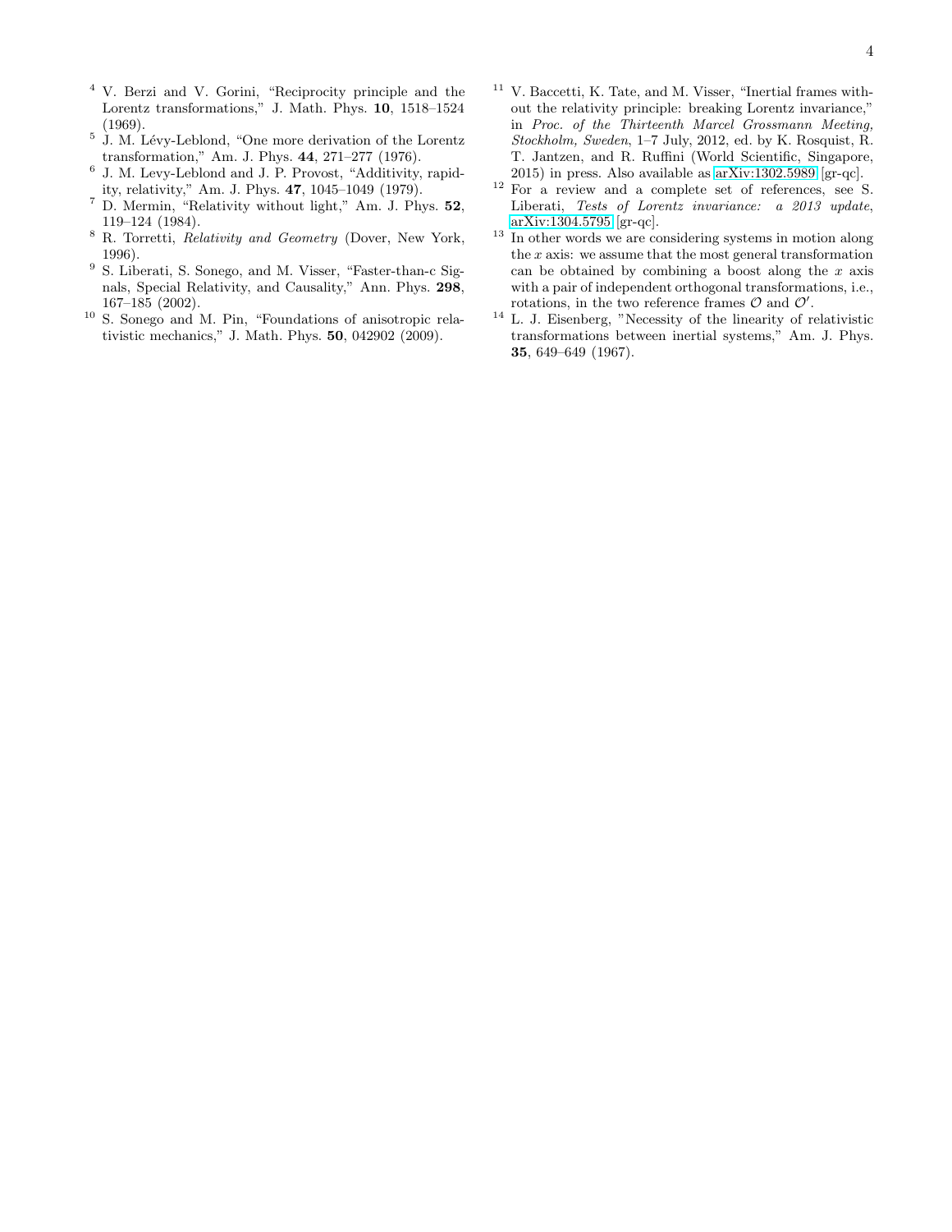[4] V. Berzi and V. Gorini, "Reciprocity principle and the Lorentz transformations," J. Math. Phys. **10**, 1518–1524 (1969).

[5] J. M. Lévy-Leblond, "One more derivation of the Lorentz transformation," Am. J. Phys. **44**, 271–277 (1976).

[6] J. M. Levy-Leblond and J. P. Provost, "Additivity, rapidity, relativity," Am. J. Phys. **47**, 1045–1049 (1979).

[7] D. Mermin, "Relativity without light," Am. J. Phys. **52**, 119–124 (1984).

[8] R. Torretti, *Relativity and Geometry* (Dover, New York, 1996).

[9] S. Liberati, S. Sonego, and M. Visser, "Faster-than-c Signals, Special Relativity, and Causality," Ann. Phys. **298**, 167–185 (2002).

[10] S. Sonego and M. Pin, "Foundations of anisotropic relativistic mechanics," J. Math. Phys. **50**, 042902 (2009).

[11] V. Baccetti, K. Tate, and M. Visser, "Inertial frames without the relativity principle: breaking Lorentz invariance," in *Proc. of the Thirteenth Marcel Grossmann Meeting, Stockholm, Sweden*, 1–7 July, 2012, ed. by K. Rosquist, R. T. Jantzen, and R. Ruffini (World Scientific, Singapore, 2015) in press. Also available as arXiv:1302.5989 [gr-qc].

[12] For a review and a complete set of references, see S. Liberati, *Tests of Lorentz invariance: a 2013 update*, arXiv:1304.5795 [gr-qc].

[13] In other words we are considering systems in motion along the $x$ axis: we assume that the most general transformation can be obtained by combining a boost along the $x$ axis with a pair of independent orthogonal transformations, i.e., rotations, in the two reference frames $\mathcal{O}$ and $\mathcal{O}'$.

[14] L. J. Eisenberg, "Necessity of the linearity of relativistic transformations between inertial systems," Am. J. Phys. **35**, 649–649 (1967).